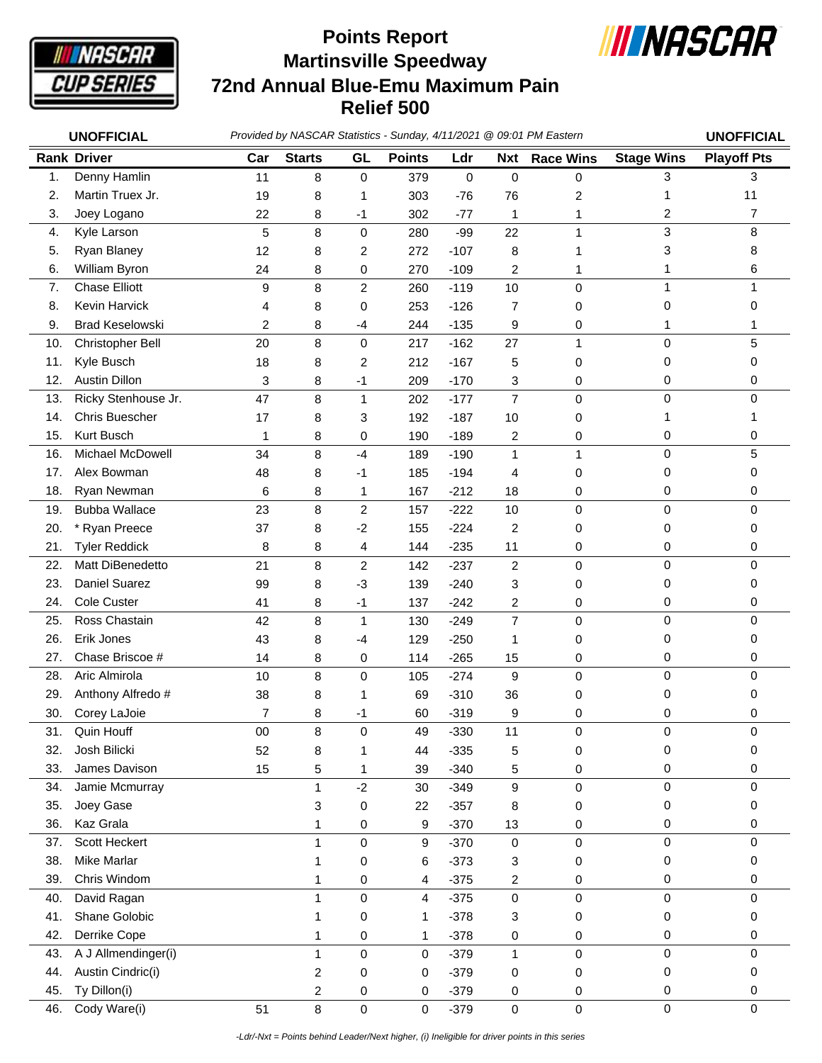# Points Report
# Martinsville Speedway
# 72nd Annual Blue-Emu Maximum Pain Relief 500

**UNOFFICIAL** *Provided by NASCAR Statistics - Sunday, 4/11/2021 @ 09:01 PM Eastern* **UNOFFICIAL**

| Rank | Driver | Car | Starts | GL | Points | Ldr | Nxt | Race Wins | Stage Wins | Playoff Pts |
|---|---|---|---|---|---|---|---|---|---|---|
| 1. | Denny Hamlin | 11 | 8 | 0 | 379 | 0 | 0 | 0 | 3 | 3 |
| 2. | Martin Truex Jr. | 19 | 8 | 1 | 303 | -76 | 76 | 2 | 1 | 11 |
| 3. | Joey Logano | 22 | 8 | -1 | 302 | -77 | 1 | 1 | 2 | 7 |
| 4. | Kyle Larson | 5 | 8 | 0 | 280 | -99 | 22 | 1 | 3 | 8 |
| 5. | Ryan Blaney | 12 | 8 | 2 | 272 | -107 | 8 | 1 | 3 | 8 |
| 6. | William Byron | 24 | 8 | 0 | 270 | -109 | 2 | 1 | 1 | 6 |
| 7. | Chase Elliott | 9 | 8 | 2 | 260 | -119 | 10 | 0 | 1 | 1 |
| 8. | Kevin Harvick | 4 | 8 | 0 | 253 | -126 | 7 | 0 | 0 | 0 |
| 9. | Brad Keselowski | 2 | 8 | -4 | 244 | -135 | 9 | 0 | 1 | 1 |
| 10. | Christopher Bell | 20 | 8 | 0 | 217 | -162 | 27 | 1 | 0 | 5 |
| 11. | Kyle Busch | 18 | 8 | 2 | 212 | -167 | 5 | 0 | 0 | 0 |
| 12. | Austin Dillon | 3 | 8 | -1 | 209 | -170 | 3 | 0 | 0 | 0 |
| 13. | Ricky Stenhouse Jr. | 47 | 8 | 1 | 202 | -177 | 7 | 0 | 0 | 0 |
| 14. | Chris Buescher | 17 | 8 | 3 | 192 | -187 | 10 | 0 | 1 | 1 |
| 15. | Kurt Busch | 1 | 8 | 0 | 190 | -189 | 2 | 0 | 0 | 0 |
| 16. | Michael McDowell | 34 | 8 | -4 | 189 | -190 | 1 | 1 | 0 | 5 |
| 17. | Alex Bowman | 48 | 8 | -1 | 185 | -194 | 4 | 0 | 0 | 0 |
| 18. | Ryan Newman | 6 | 8 | 1 | 167 | -212 | 18 | 0 | 0 | 0 |
| 19. | Bubba Wallace | 23 | 8 | 2 | 157 | -222 | 10 | 0 | 0 | 0 |
| 20. | * Ryan Preece | 37 | 8 | -2 | 155 | -224 | 2 | 0 | 0 | 0 |
| 21. | Tyler Reddick | 8 | 8 | 4 | 144 | -235 | 11 | 0 | 0 | 0 |
| 22. | Matt DiBenedetto | 21 | 8 | 2 | 142 | -237 | 2 | 0 | 0 | 0 |
| 23. | Daniel Suarez | 99 | 8 | -3 | 139 | -240 | 3 | 0 | 0 | 0 |
| 24. | Cole Custer | 41 | 8 | -1 | 137 | -242 | 2 | 0 | 0 | 0 |
| 25. | Ross Chastain | 42 | 8 | 1 | 130 | -249 | 7 | 0 | 0 | 0 |
| 26. | Erik Jones | 43 | 8 | -4 | 129 | -250 | 1 | 0 | 0 | 0 |
| 27. | Chase Briscoe # | 14 | 8 | 0 | 114 | -265 | 15 | 0 | 0 | 0 |
| 28. | Aric Almirola | 10 | 8 | 0 | 105 | -274 | 9 | 0 | 0 | 0 |
| 29. | Anthony Alfredo # | 38 | 8 | 1 | 69 | -310 | 36 | 0 | 0 | 0 |
| 30. | Corey LaJoie | 7 | 8 | -1 | 60 | -319 | 9 | 0 | 0 | 0 |
| 31. | Quin Houff | 00 | 8 | 0 | 49 | -330 | 11 | 0 | 0 | 0 |
| 32. | Josh Bilicki | 52 | 8 | 1 | 44 | -335 | 5 | 0 | 0 | 0 |
| 33. | James Davison | 15 | 5 | 1 | 39 | -340 | 5 | 0 | 0 | 0 |
| 34. | Jamie Mcmurray | | 1 | -2 | 30 | -349 | 9 | 0 | 0 | 0 |
| 35. | Joey Gase | | 3 | 0 | 22 | -357 | 8 | 0 | 0 | 0 |
| 36. | Kaz Grala | | 1 | 0 | 9 | -370 | 13 | 0 | 0 | 0 |
| 37. | Scott Heckert | | 1 | 0 | 9 | -370 | 0 | 0 | 0 | 0 |
| 38. | Mike Marlar | | 1 | 0 | 6 | -373 | 3 | 0 | 0 | 0 |
| 39. | Chris Windom | | 1 | 0 | 4 | -375 | 2 | 0 | 0 | 0 |
| 40. | David Ragan | | 1 | 0 | 4 | -375 | 0 | 0 | 0 | 0 |
| 41. | Shane Golobic | | 1 | 0 | 1 | -378 | 3 | 0 | 0 | 0 |
| 42. | Derrike Cope | | 1 | 0 | 1 | -378 | 0 | 0 | 0 | 0 |
| 43. | A J Allmendinger(i) | | 1 | 0 | 0 | -379 | 1 | 0 | 0 | 0 |
| 44. | Austin Cindric(i) | | 2 | 0 | 0 | -379 | 0 | 0 | 0 | 0 |
| 45. | Ty Dillon(i) | | 2 | 0 | 0 | -379 | 0 | 0 | 0 | 0 |
| 46. | Cody Ware(i) | 51 | 8 | 0 | 0 | -379 | 0 | 0 | 0 | 0 |

*-Ldr/-Nxt = Points behind Leader/Next higher, (i) Ineligible for driver points in this series*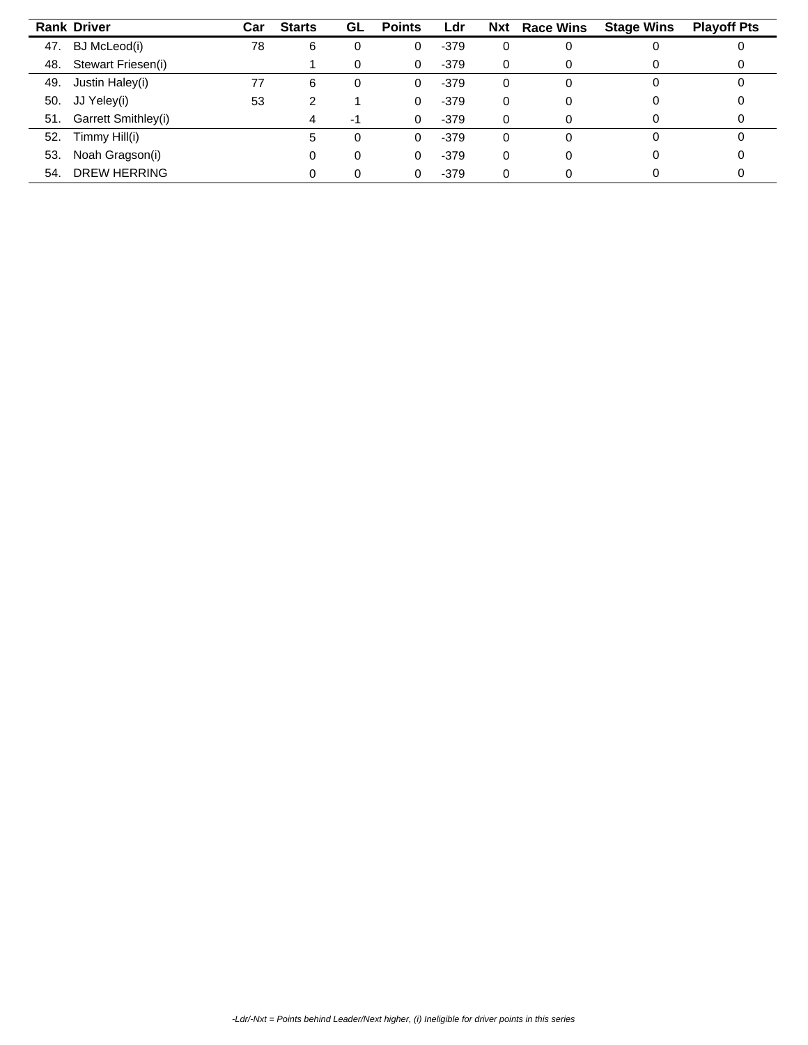| Rank | Driver | Car | Starts | GL | Points | Ldr | Nxt | Race Wins | Stage Wins | Playoff Pts |
|---|---|---|---|---|---|---|---|---|---|---|
| 47. | BJ McLeod(i) | 78 | 6 | 0 | 0 | -379 | 0 | 0 | 0 | 0 |
| 48. | Stewart Friesen(i) | | 1 | 0 | 0 | -379 | 0 | 0 | 0 | 0 |
| 49. | Justin Haley(i) | 77 | 6 | 0 | 0 | -379 | 0 | 0 | 0 | 0 |
| 50. | JJ Yeley(i) | 53 | 2 | 1 | 0 | -379 | 0 | 0 | 0 | 0 |
| 51. | Garrett Smithley(i) | | 4 | -1 | 0 | -379 | 0 | 0 | 0 | 0 |
| 52. | Timmy Hill(i) | | 5 | 0 | 0 | -379 | 0 | 0 | 0 | 0 |
| 53. | Noah Gragson(i) | | 0 | 0 | 0 | -379 | 0 | 0 | 0 | 0 |
| 54. | DREW HERRING | | 0 | 0 | 0 | -379 | 0 | 0 | 0 | 0 |

*-Ldr/-Nxt = Points behind Leader/Next higher, (i) Ineligible for driver points in this series*